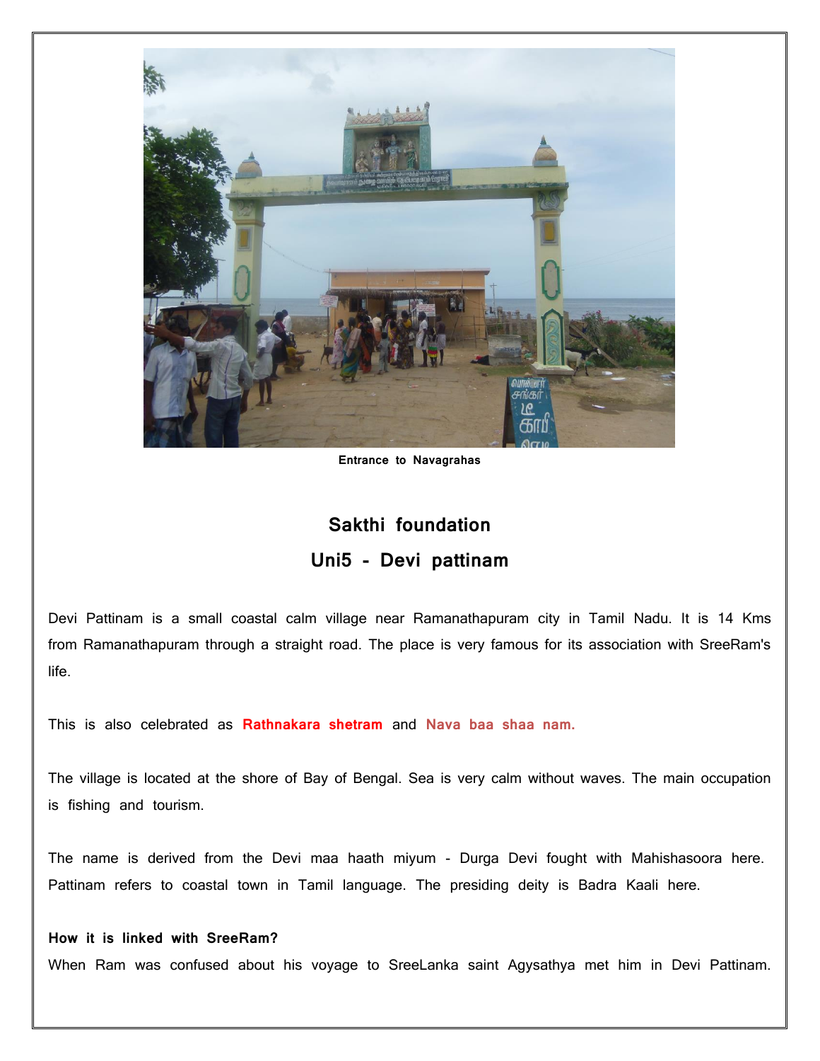Entrance to Navagrahas

## Sakthi foundation

## Uni5 - Devi pattinam

Devi Pattinam is a small coastal calm village near Ramanathapuram city in Tamil Nadu. It is 14 Kms from Ramanathapuram through a straight road. The place is very famous for its association with SreeRam's life.

This is also celebrated as **Rathnakara shetram** and **Nava baa shaa nam.**

The village is located at the shore of Bay of Bengal. Sea is very calm without waves. The main occupation is fishing and tourism.

The name is derived from the Devi maa haath miyum - Durga Devi fought with Mahishasoora here. Pattinam refers to coastal town in Tamil language. The presiding deity is Badra Kaali here.

**How it is linked with SreeRam?**

When Ram was confused about his voyage to SreeLanka saint Agysathya met him in Devi Pattinam.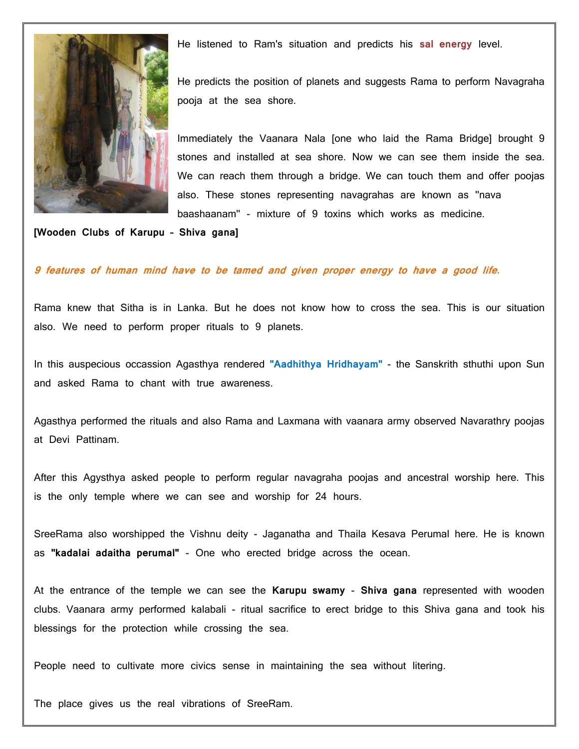He listened to Ram's situation and predicts his **sal energy** level.

He predicts the position of planets and suggests Rama to perform Navagraha pooja at the sea shore.

Immediately the Vaanara Nala [one who laid the Rama Bridge] brought 9 stones and installed at sea shore. Now we can see them inside the sea. We can reach them through a bridge. We can touch them and offer poojas also. These stones representing navagrahas are known as "nava baashaanam" - mixture of 9 toxins which works as medicine.

**[Wooden Clubs of Karupu - Shiva gana]**

***9 features of human mind have to be tamed and given proper energy to have a good life.***

Rama knew that Sitha is in Lanka. But he does not know how to cross the sea. This is our situation also. We need to perform proper rituals to 9 planets.

In this auspicious occassion Agasthya rendered **"Aadhithya Hridhayam"** - the Sanskrith sthuthi upon Sun and asked Rama to chant with true awareness.

Agasthya performed the rituals and also Rama and Laxmana with vaanara army observed Navarathry poojas at Devi Pattinam.

After this Agysthya asked people to perform regular navagraha poojas and ancestral worship here. This is the only temple where we can see and worship for 24 hours.

SreeRama also worshipped the Vishnu deity - Jaganatha and Thaila Kesava Perumal here. He is known as **"kadalai adaitha perumal"** - One who erected bridge across the ocean.

At the entrance of the temple we can see the **Karupu swamy** - **Shiva gana** represented with wooden clubs. Vaanara army performed kalabali - ritual sacrifice to erect bridge to this Shiva gana and took his blessings for the protection while crossing the sea.

People need to cultivate more civics sense in maintaining the sea without litering.

The place gives us the real vibrations of SreeRam.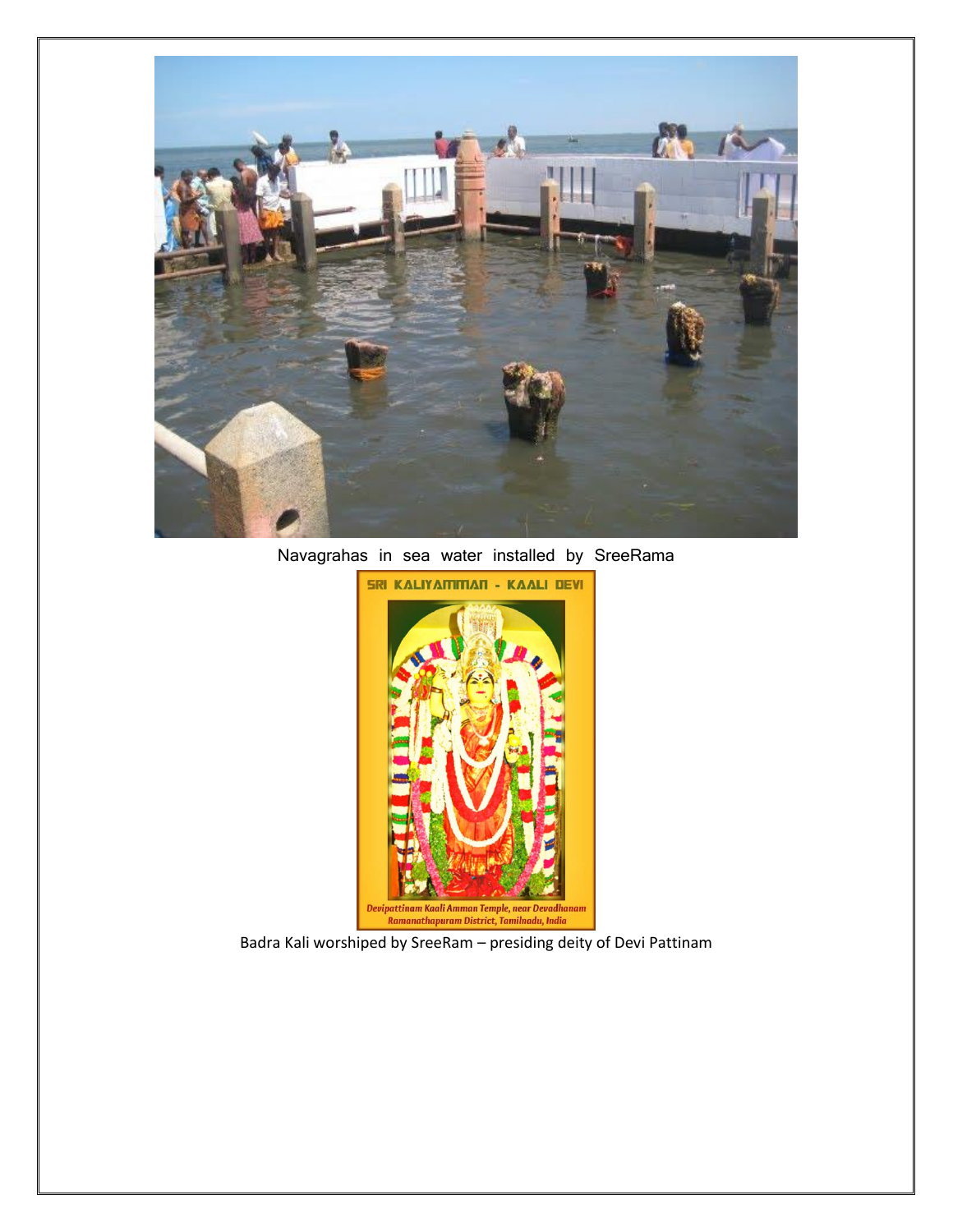Navagrahas in sea water installed by SreeRama

Badra Kali worshiped by SreeRam – presiding deity of Devi Pattinam